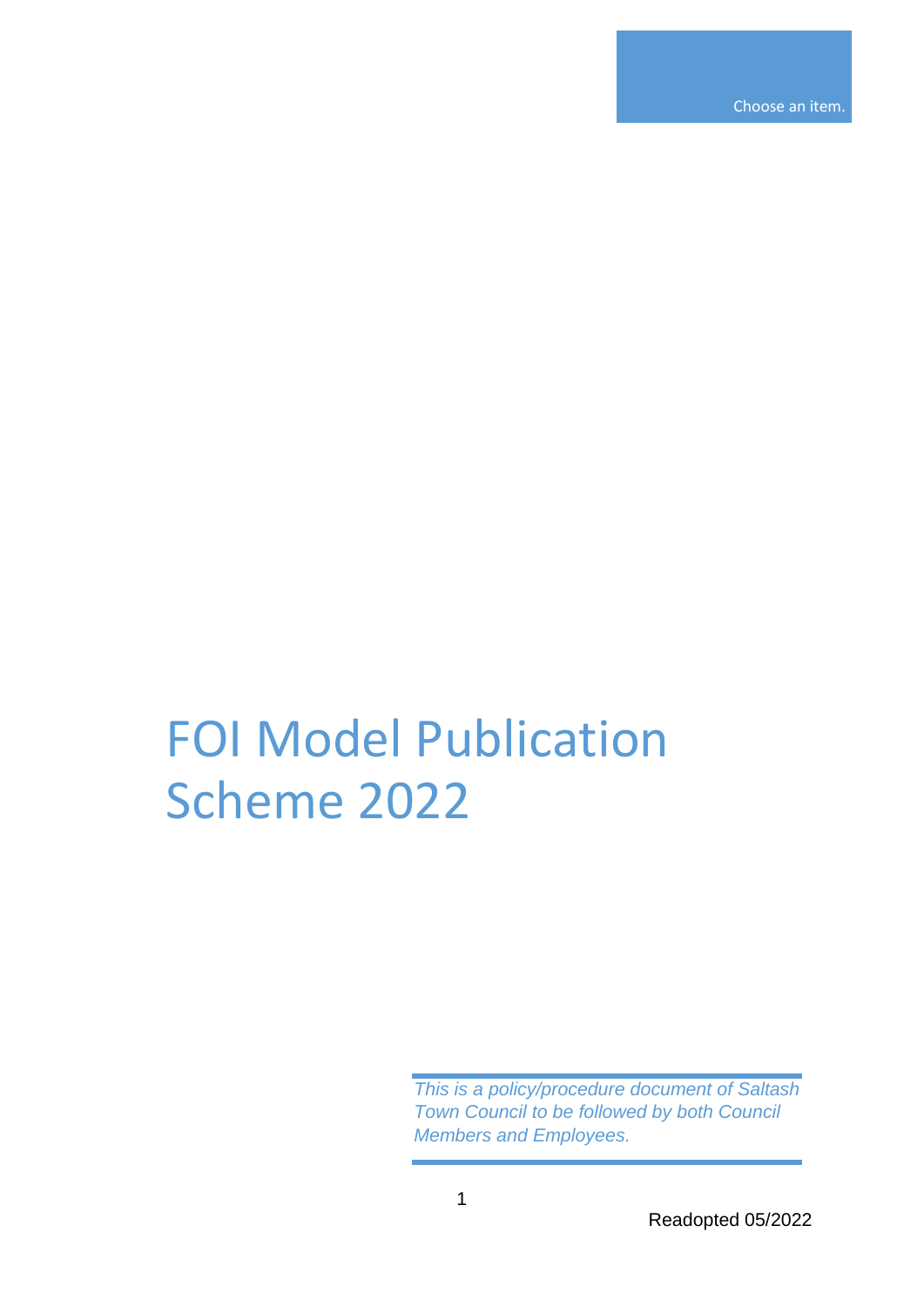Choose an item.

# FOI Model Publication Scheme 2022

*This is a policy/procedure document of Saltash Town Council to be followed by both Council Members and Employees.*

Readopted 05/2022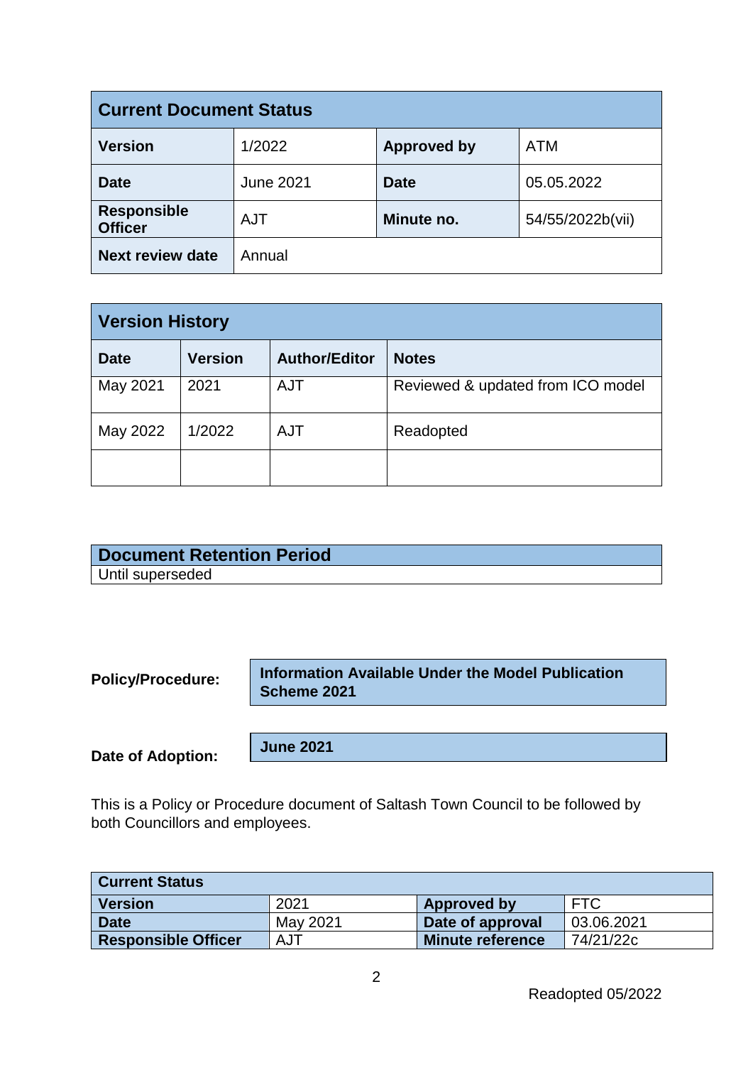| Current Document Status | | | |
|---|---|---|---|
| **Version** | 1/2022 | **Approved by** | ATM |
| **Date** | June 2021 | **Date** | 05.05.2022 |
| **Responsible Officer** | AJT | **Minute no.** | 54/55/2022b(vii) |
| **Next review date** | Annual | | |

| Version History | | | |
|---|---|---|---|
| **Date** | **Version** | **Author/Editor** | **Notes** |
| May 2021 | 2021 | AJT | Reviewed & updated from ICO model |
| May 2022 | 1/2022 | AJT | Readopted |
| | | | |

| Document Retention Period |
|---|
| Until superseded |

**Policy/Procedure:** **Information Available Under the Model Publication Scheme 2021**

**Date of Adoption:** **June 2021**

This is a Policy or Procedure document of Saltash Town Council to be followed by both Councillors and employees.

| Current Status | | | |
|---|---|---|---|
| **Version** | 2021 | **Approved by** | FTC |
| **Date** | May 2021 | **Date of approval** | 03.06.2021 |
| **Responsible Officer** | AJT | **Minute reference** | 74/21/22c |

Readopted 05/2022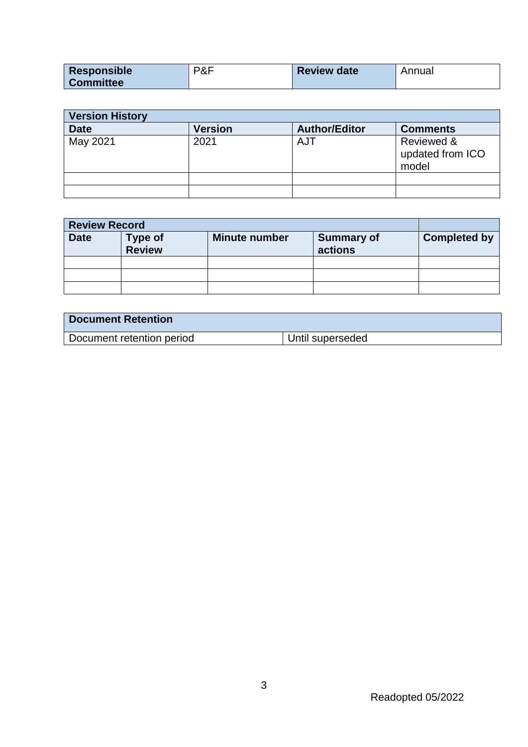| Responsible Committee | P&F | Review date | Annual |
|---|---|---|---|

| Version History | | | |
|---|---|---|---|
| **Date** | **Version** | **Author/Editor** | **Comments** |
| May 2021 | 2021 | AJT | Reviewed & updated from ICO model |
| | | | |
| | | | |

| Review Record | | | | |
|---|---|---|---|---|
| **Date** | **Type of Review** | **Minute number** | **Summary of actions** | **Completed by** |
| | | | | |
| | | | | |
| | | | | |

| Document Retention | |
|---|---|
| Document retention period | Until superseded |

Readopted 05/2022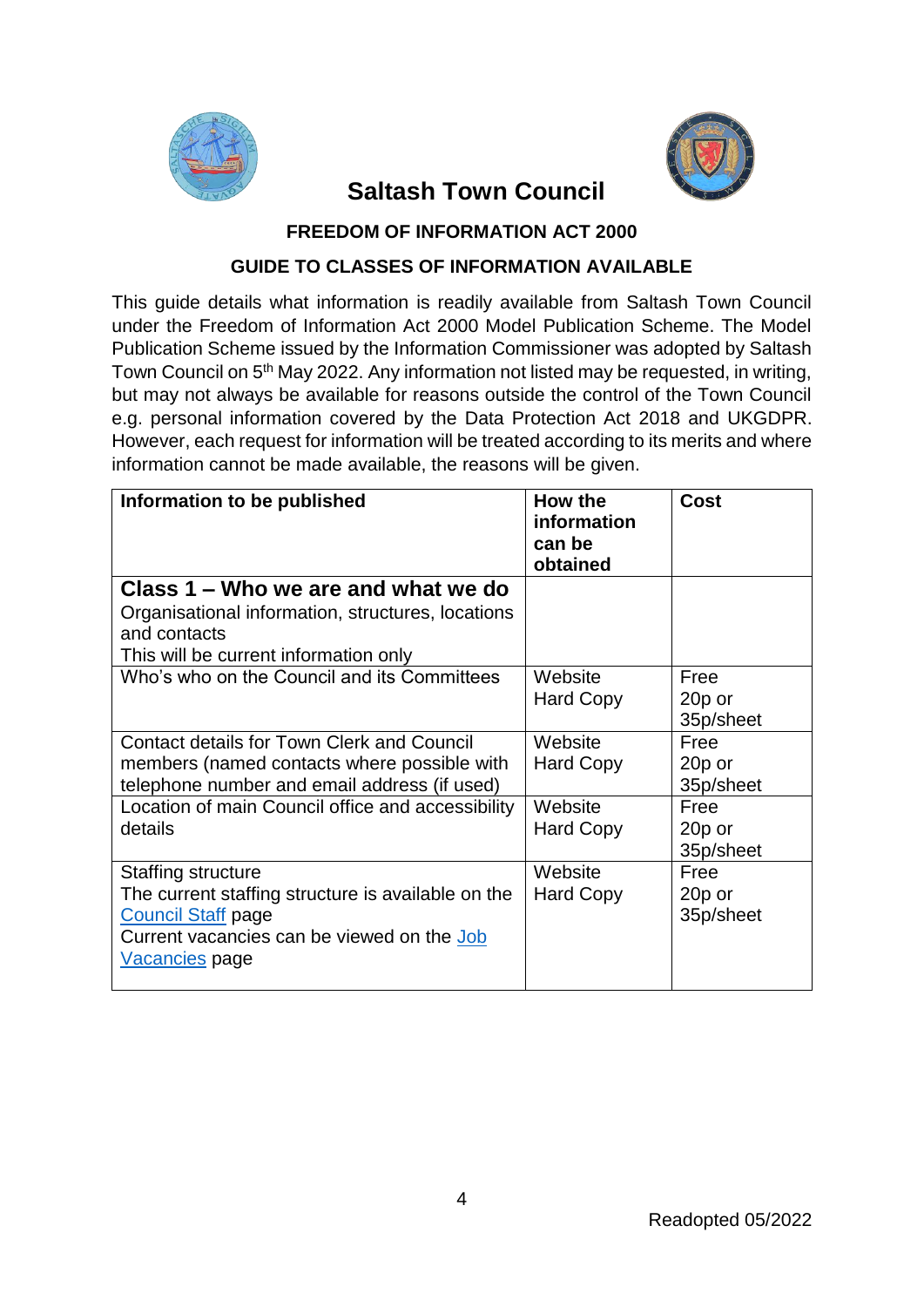# Saltash Town Council

## FREEDOM OF INFORMATION ACT 2000

## GUIDE TO CLASSES OF INFORMATION AVAILABLE

This guide details what information is readily available from Saltash Town Council under the Freedom of Information Act 2000 Model Publication Scheme. The Model Publication Scheme issued by the Information Commissioner was adopted by Saltash Town Council on 5th May 2022. Any information not listed may be requested, in writing, but may not always be available for reasons outside the control of the Town Council e.g. personal information covered by the Data Protection Act 2018 and UKGDPR. However, each request for information will be treated according to its merits and where information cannot be made available, the reasons will be given.

| Information to be published | How the information can be obtained | Cost |
|---|---|---|
| **Class 1 – Who we are and what we do**<br>Organisational information, structures, locations and contacts<br>This will be current information only | | |
| Who's who on the Council and its Committees | Website<br>Hard Copy | Free<br>20p or 35p/sheet |
| Contact details for Town Clerk and Council members (named contacts where possible with telephone number and email address (if used) | Website<br>Hard Copy | Free<br>20p or 35p/sheet |
| Location of main Council office and accessibility details | Website<br>Hard Copy | Free<br>20p or 35p/sheet |
| Staffing structure<br>The current staffing structure is available on the Council Staff page<br>Current vacancies can be viewed on the Job Vacancies page | Website<br>Hard Copy | Free<br>20p or 35p/sheet |

Readopted 05/2022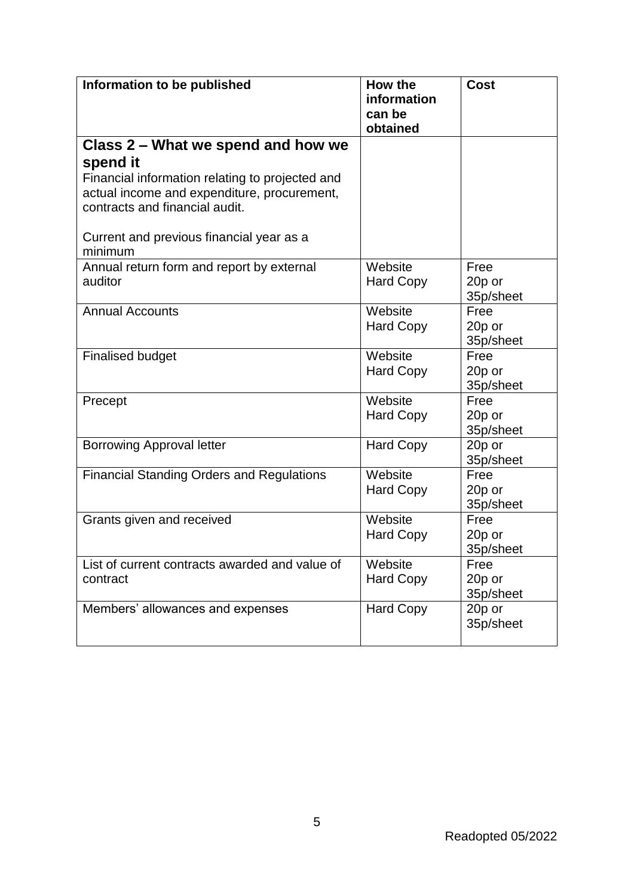| Information to be published | How the information can be obtained | Cost |
|---|---|---|
| **Class 2 – What we spend and how we spend it**<br>Financial information relating to projected and actual income and expenditure, procurement, contracts and financial audit.<br><br>Current and previous financial year as a minimum | | |
| Annual return form and report by external auditor | Website<br>Hard Copy | Free<br>20p or 35p/sheet |
| Annual Accounts | Website<br>Hard Copy | Free<br>20p or 35p/sheet |
| Finalised budget | Website<br>Hard Copy | Free<br>20p or 35p/sheet |
| Precept | Website<br>Hard Copy | Free<br>20p or 35p/sheet |
| Borrowing Approval letter | Hard Copy | 20p or 35p/sheet |
| Financial Standing Orders and Regulations | Website<br>Hard Copy | Free<br>20p or 35p/sheet |
| Grants given and received | Website<br>Hard Copy | Free<br>20p or 35p/sheet |
| List of current contracts awarded and value of contract | Website<br>Hard Copy | Free<br>20p or 35p/sheet |
| Members' allowances and expenses | Hard Copy | 20p or 35p/sheet |

Readopted 05/2022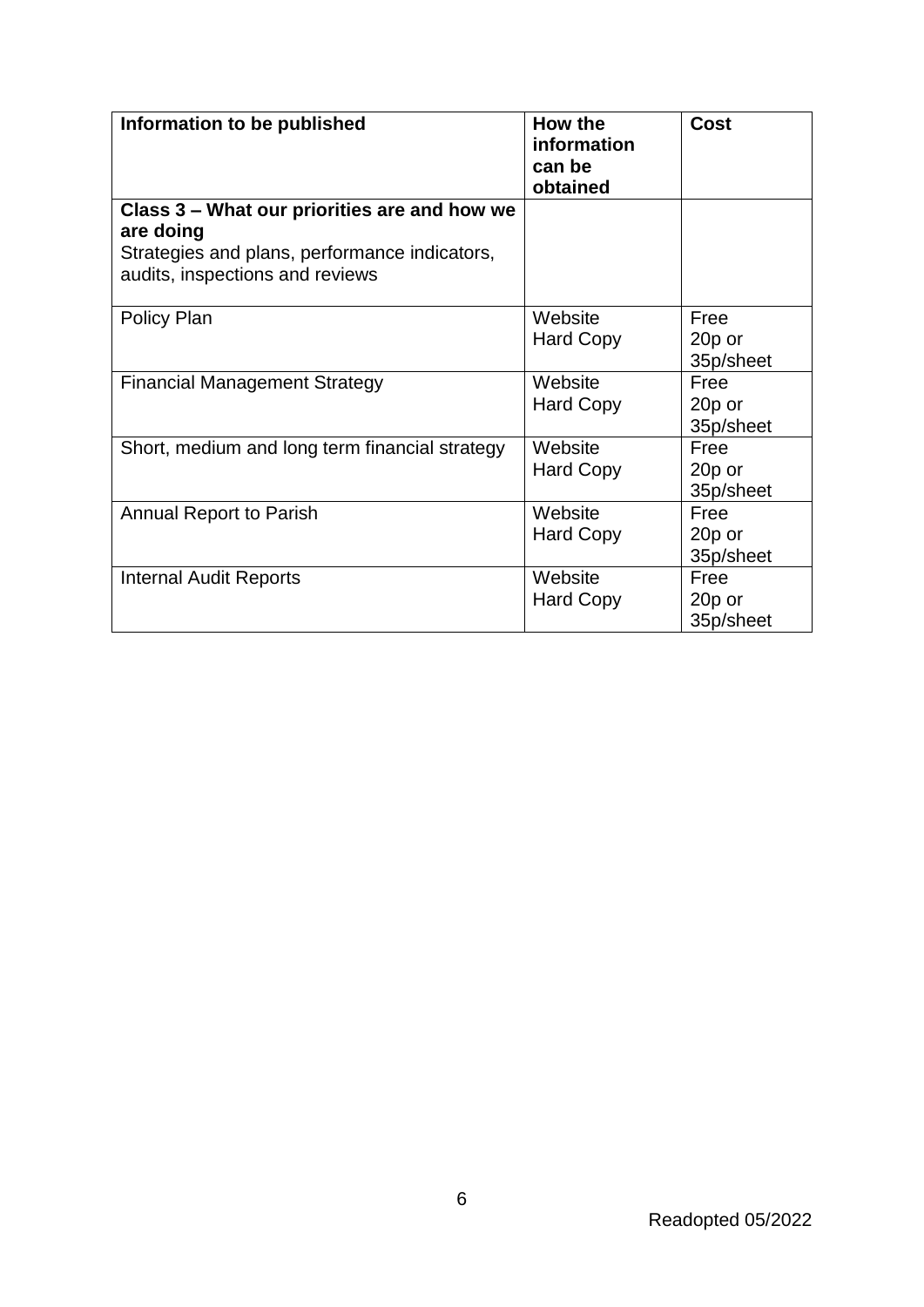| Information to be published | How the information can be obtained | Cost |
|---|---|---|
| **Class 3 – What our priorities are and how we are doing**<br>Strategies and plans, performance indicators, audits, inspections and reviews | | |
| Policy Plan | Website<br>Hard Copy | Free<br>20p or 35p/sheet |
| Financial Management Strategy | Website<br>Hard Copy | Free<br>20p or 35p/sheet |
| Short, medium and long term financial strategy | Website<br>Hard Copy | Free<br>20p or 35p/sheet |
| Annual Report to Parish | Website<br>Hard Copy | Free<br>20p or 35p/sheet |
| Internal Audit Reports | Website<br>Hard Copy | Free<br>20p or 35p/sheet |

Readopted 05/2022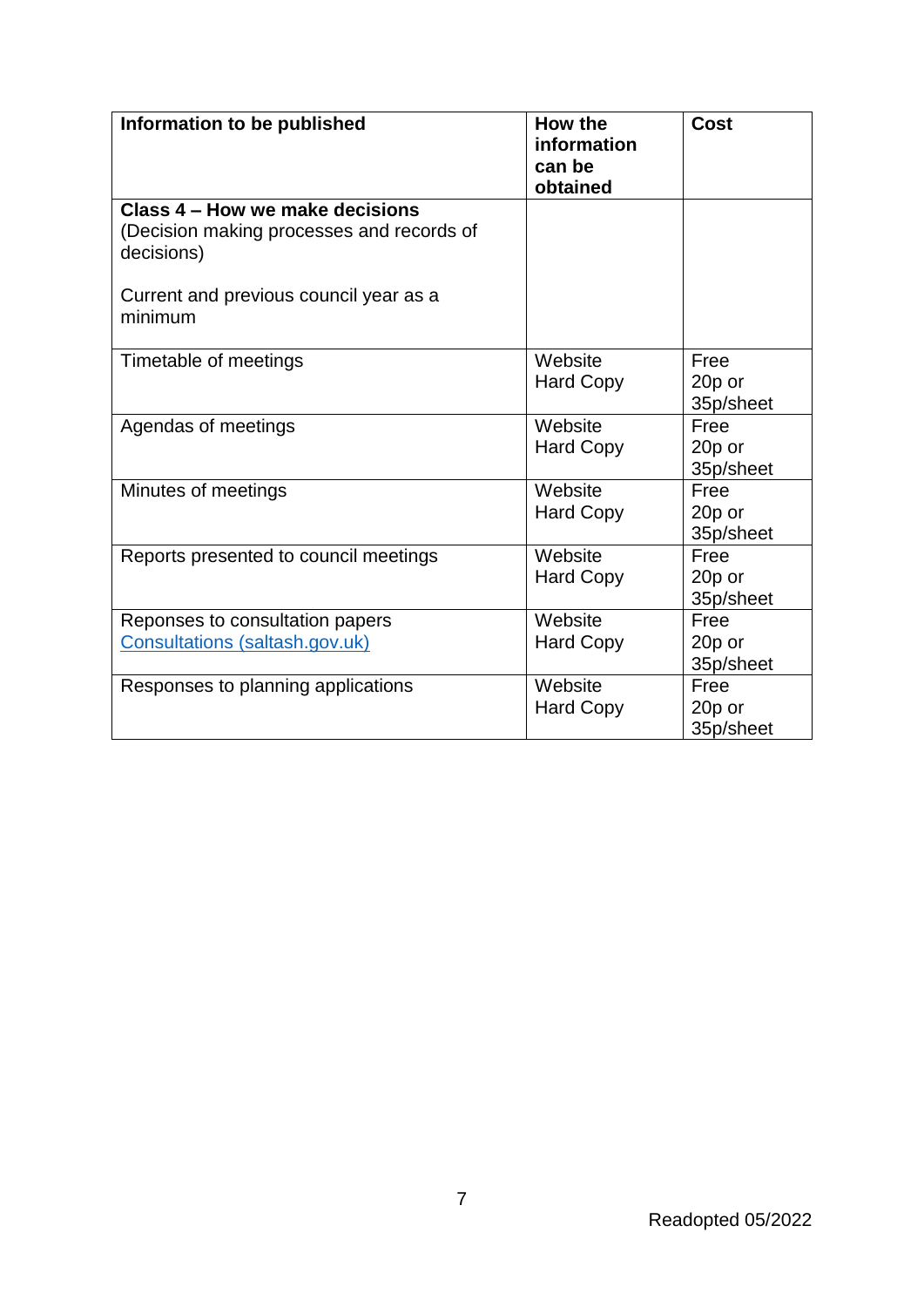| **Information to be published** | **How the information can be obtained** | **Cost** |
|---|---|---|
| **Class 4 – How we make decisions**<br>(Decision making processes and records of decisions)<br><br>Current and previous council year as a minimum | | |
| Timetable of meetings | Website<br>Hard Copy | Free<br>20p or 35p/sheet |
| Agendas of meetings | Website<br>Hard Copy | Free<br>20p or 35p/sheet |
| Minutes of meetings | Website<br>Hard Copy | Free<br>20p or 35p/sheet |
| Reports presented to council meetings | Website<br>Hard Copy | Free<br>20p or 35p/sheet |
| Reponses to consultation papers<br>[Consultations (saltash.gov.uk)](saltash.gov.uk) | Website<br>Hard Copy | Free<br>20p or 35p/sheet |
| Responses to planning applications | Website<br>Hard Copy | Free<br>20p or 35p/sheet |

Readopted 05/2022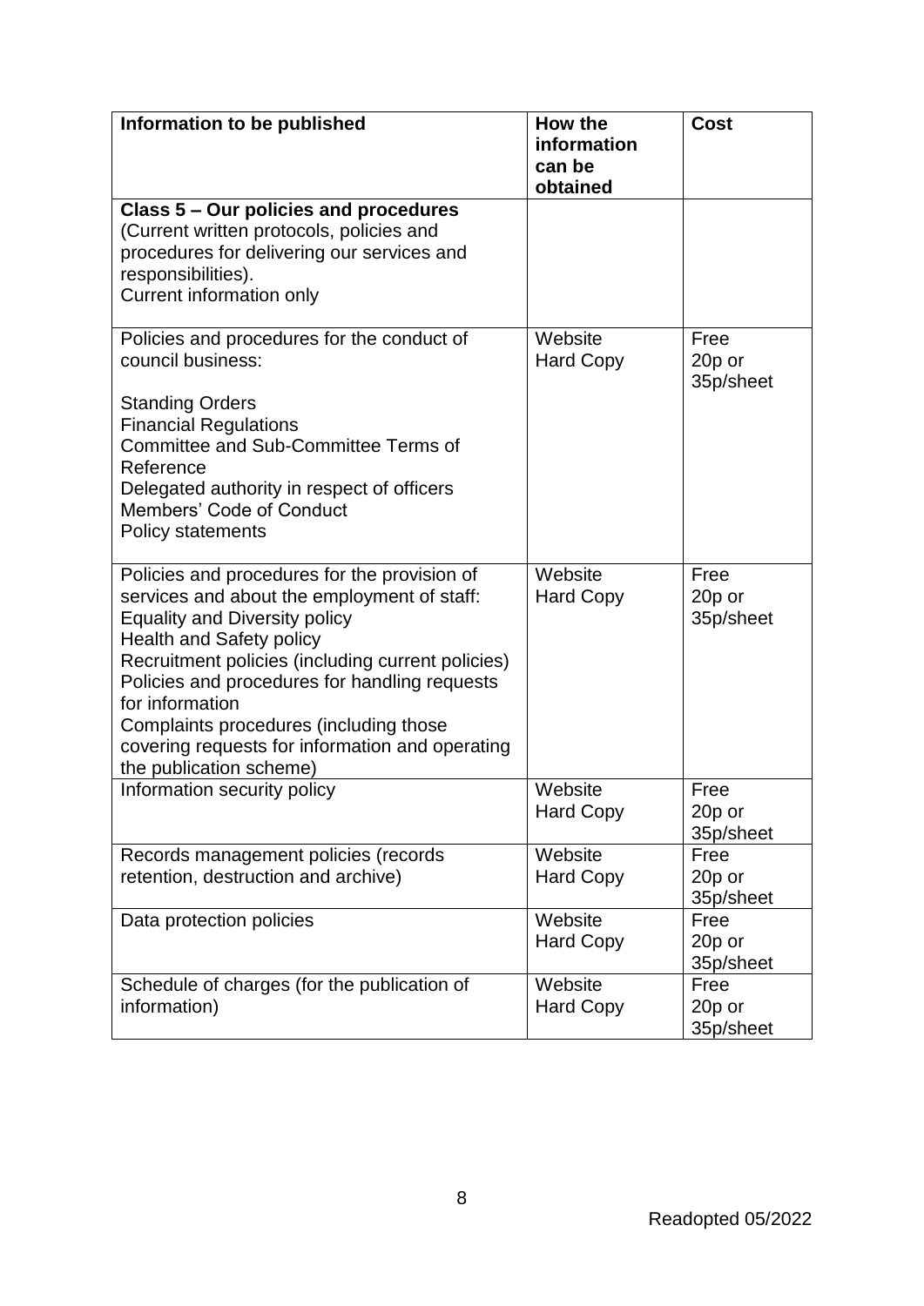| Information to be published | How the information can be obtained | Cost |
|---|---|---|
| **Class 5 – Our policies and procedures**<br>(Current written protocols, policies and procedures for delivering our services and responsibilities).<br>Current information only | | |
| Policies and procedures for the conduct of council business:<br><br>Standing Orders<br>Financial Regulations<br>Committee and Sub-Committee Terms of Reference<br>Delegated authority in respect of officers<br>Members' Code of Conduct<br>Policy statements | Website<br>Hard Copy | Free<br>20p or 35p/sheet |
| Policies and procedures for the provision of services and about the employment of staff:<br>Equality and Diversity policy<br>Health and Safety policy<br>Recruitment policies (including current policies)<br>Policies and procedures for handling requests for information<br>Complaints procedures (including those covering requests for information and operating the publication scheme) | Website<br>Hard Copy | Free<br>20p or 35p/sheet |
| Information security policy | Website<br>Hard Copy | Free<br>20p or 35p/sheet |
| Records management policies (records retention, destruction and archive) | Website<br>Hard Copy | Free<br>20p or 35p/sheet |
| Data protection policies | Website<br>Hard Copy | Free<br>20p or 35p/sheet |
| Schedule of charges (for the publication of information) | Website<br>Hard Copy | Free<br>20p or 35p/sheet |

Readopted 05/2022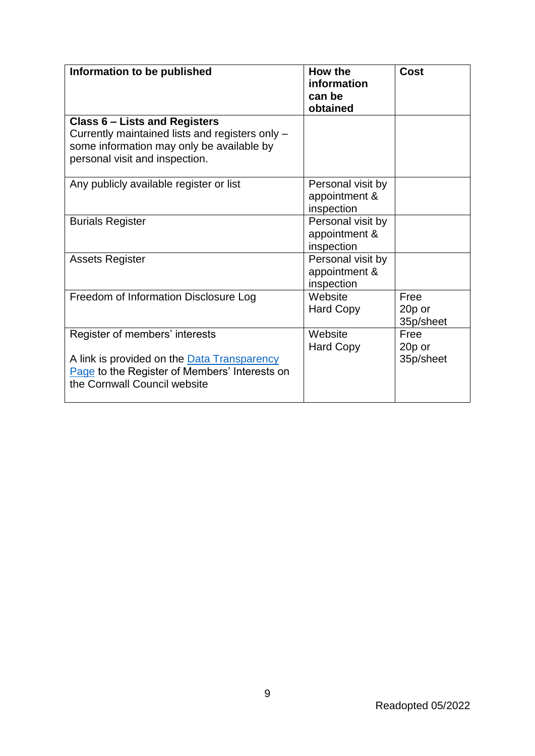| Information to be published | How the information can be obtained | Cost |
| --- | --- | --- |
| **Class 6 – Lists and Registers**<br>Currently maintained lists and registers only – some information may only be available by personal visit and inspection. | | |
| Any publicly available register or list | Personal visit by appointment & inspection | |
| Burials Register | Personal visit by appointment & inspection | |
| Assets Register | Personal visit by appointment & inspection | |
| Freedom of Information Disclosure Log | Website<br>Hard Copy | Free<br>20p or 35p/sheet |
| Register of members' interests<br><br>A link is provided on the Data Transparency Page to the Register of Members' Interests on the Cornwall Council website | Website<br>Hard Copy | Free<br>20p or 35p/sheet |

Readopted 05/2022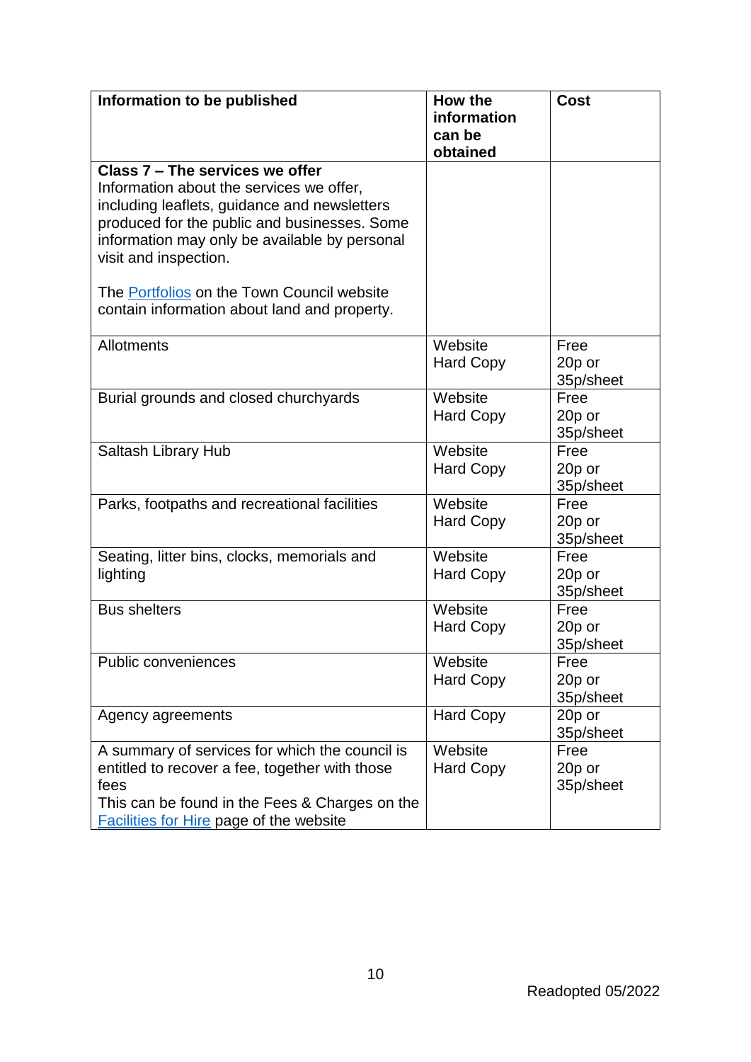| Information to be published | How the information can be obtained | Cost |
|---|---|---|
| **Class 7 – The services we offer**<br>Information about the services we offer, including leaflets, guidance and newsletters produced for the public and businesses. Some information may only be available by personal visit and inspection.<br><br>The Portfolios on the Town Council website contain information about land and property. | | |
| Allotments | Website<br>Hard Copy | Free<br>20p or 35p/sheet |
| Burial grounds and closed churchyards | Website<br>Hard Copy | Free<br>20p or 35p/sheet |
| Saltash Library Hub | Website<br>Hard Copy | Free<br>20p or 35p/sheet |
| Parks, footpaths and recreational facilities | Website<br>Hard Copy | Free<br>20p or 35p/sheet |
| Seating, litter bins, clocks, memorials and lighting | Website<br>Hard Copy | Free<br>20p or 35p/sheet |
| Bus shelters | Website<br>Hard Copy | Free<br>20p or 35p/sheet |
| Public conveniences | Website<br>Hard Copy | Free<br>20p or 35p/sheet |
| Agency agreements | Hard Copy | 20p or 35p/sheet |
| A summary of services for which the council is entitled to recover a fee, together with those fees<br>This can be found in the Fees & Charges on the Facilities for Hire page of the website | Website<br>Hard Copy | Free<br>20p or 35p/sheet |

Readopted 05/2022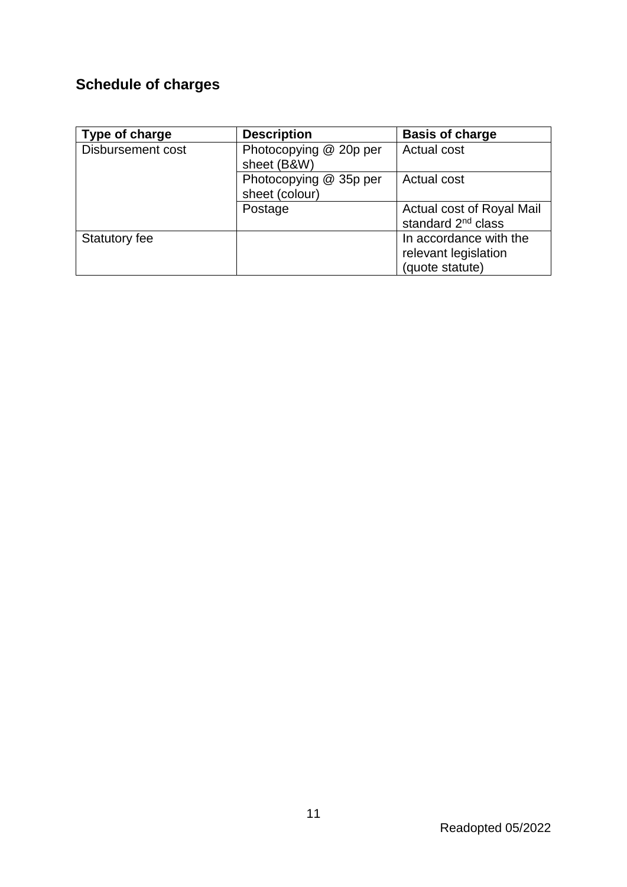## Schedule of charges

| Type of charge | Description | Basis of charge |
|---|---|---|
| Disbursement cost | Photocopying @ 20p per sheet (B&W) | Actual cost |
| | Photocopying @ 35p per sheet (colour) | Actual cost |
| | Postage | Actual cost of Royal Mail standard 2nd class |
| Statutory fee | | In accordance with the relevant legislation (quote statute) |

Readopted 05/2022